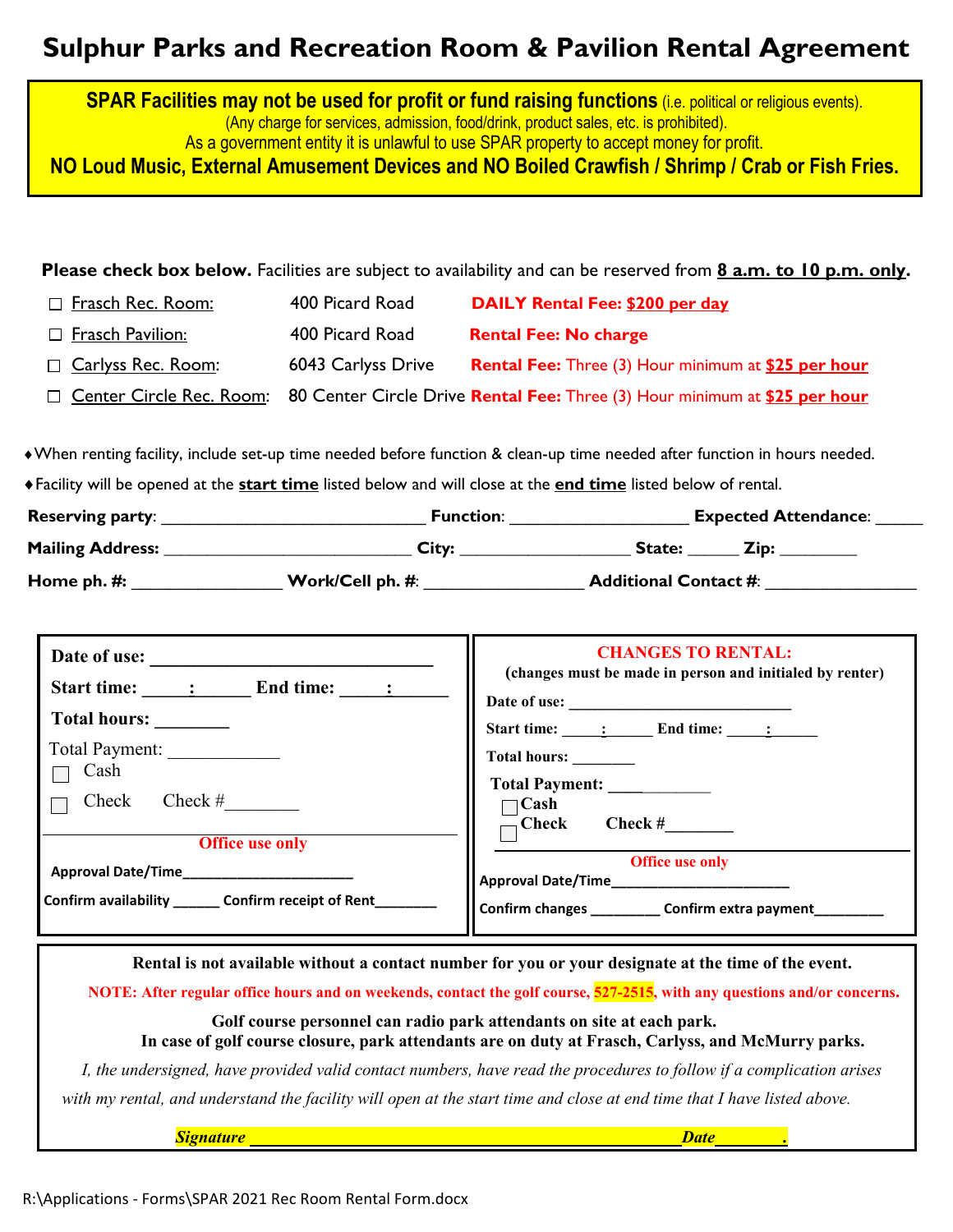# Sulphur Parks and Recreation Room & Pavilion Rental Agreement

**SPAR Facilities may not be used for profit or fund raising functions** (i.e. political or religious events).
(Any charge for services, admission, food/drink, product sales, etc. is prohibited).
As a government entity it is unlawful to use SPAR property to accept money for profit.
**NO Loud Music, External Amusement Devices and NO Boiled Crawfish / Shrimp / Crab or Fish Fries.**

**Please check box below.** Facilities are subject to availability and can be reserved from **8 a.m. to 10 p.m. only**.

| | Facility | Address | Fee |
|---|---|---|---|
| ☐ | Frasch Rec. Room: | 400 Picard Road | **DAILY Rental Fee: $200 per day** |
| ☐ | Frasch Pavilion: | 400 Picard Road | **Rental Fee: No charge** |
| ☐ | Carlyss Rec. Room: | 6043 Carlyss Drive | **Rental Fee:** Three (3) Hour minimum at **$25 per hour** |
| ☐ | Center Circle Rec. Room: | 80 Center Circle Drive | **Rental Fee:** Three (3) Hour minimum at **$25 per hour** |

- When renting facility, include set-up time needed before function & clean-up time needed after function in hours needed.
- Facility will be opened at the **start time** listed below and will close at the **end time** listed below of rental.

**Reserving party**: ____________________ **Function**: ____________________ **Expected Attendance**: _____

**Mailing Address:** ____________________ **City:** ____________________ **State:** _____ **Zip:** ________

**Home ph. #:** ________________ **Work/Cell ph. #**: ________________ **Additional Contact #**: ________________

**Date of use:** ______________________________

**Start time:** _____:_____ **End time:** _____:_____

**Total hours:** ________

Total Payment: ____________

☐ Cash

☐ Check Check #________

**Office use only**

Approval Date/Time______________________

Confirm availability ______ Confirm receipt of Rent________

**CHANGES TO RENTAL:**
**(changes must be made in person and initialed by renter)**

**Date of use:** __________________________

**Start time:** _____:_____ **End time:** _____:_____

**Total hours:** _______

**Total Payment:** ____________

☐ **Cash**

☐ **Check** **Check #**________

**Office use only**

Approval Date/Time______________________

Confirm changes ________ Confirm extra payment________

**Rental is not available without a contact number for you or your designate at the time of the event.**

**NOTE: After regular office hours and on weekends, contact the golf course, 527-2515, with any questions and/or concerns.**

**Golf course personnel can radio park attendants on site at each park.**
**In case of golf course closure, park attendants are on duty at Frasch, Carlyss, and McMurry parks.**

*I, the undersigned, have provided valid contact numbers, have read the procedures to follow if a complication arises with my rental, and understand the facility will open at the start time and close at end time that I have listed above.*

***Signature*** ______________________________________________ ***Date***________.

R:\Applications - Forms\SPAR 2021 Rec Room Rental Form.docx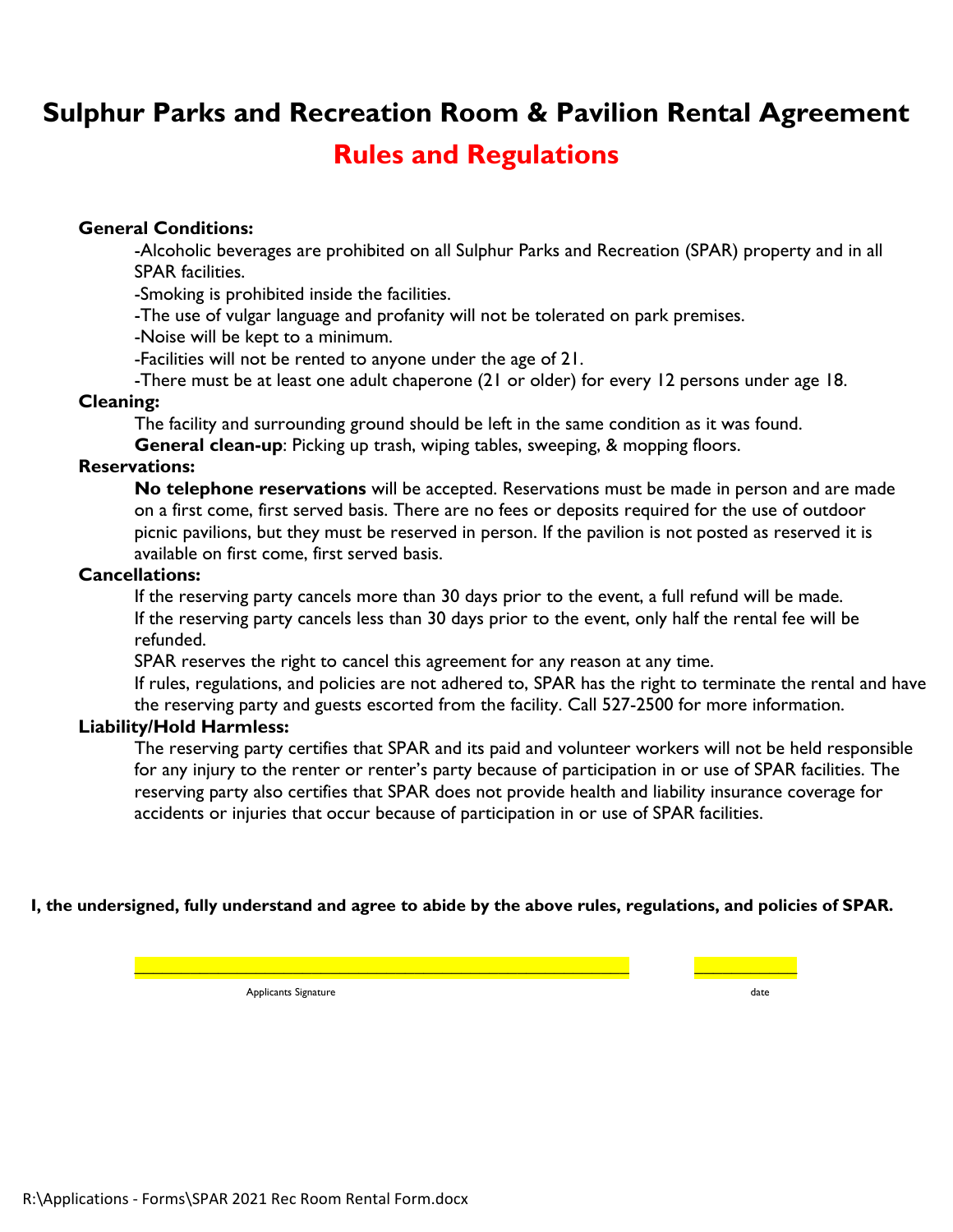# Sulphur Parks and Recreation Room & Pavilion Rental Agreement

## Rules and Regulations

**General Conditions:**

-Alcoholic beverages are prohibited on all Sulphur Parks and Recreation (SPAR) property and in all SPAR facilities.
-Smoking is prohibited inside the facilities.
-The use of vulgar language and profanity will not be tolerated on park premises.
-Noise will be kept to a minimum.
-Facilities will not be rented to anyone under the age of 21.
-There must be at least one adult chaperone (21 or older) for every 12 persons under age 18.

**Cleaning:**

The facility and surrounding ground should be left in the same condition as it was found.
**General clean-up**: Picking up trash, wiping tables, sweeping, & mopping floors.

**Reservations:**

**No telephone reservations** will be accepted. Reservations must be made in person and are made on a first come, first served basis. There are no fees or deposits required for the use of outdoor picnic pavilions, but they must be reserved in person. If the pavilion is not posted as reserved it is available on first come, first served basis.

**Cancellations:**

If the reserving party cancels more than 30 days prior to the event, a full refund will be made.
If the reserving party cancels less than 30 days prior to the event, only half the rental fee will be refunded.
SPAR reserves the right to cancel this agreement for any reason at any time.
If rules, regulations, and policies are not adhered to, SPAR has the right to terminate the rental and have the reserving party and guests escorted from the facility. Call 527-2500 for more information.

**Liability/Hold Harmless:**

The reserving party certifies that SPAR and its paid and volunteer workers will not be held responsible for any injury to the renter or renter's party because of participation in or use of SPAR facilities. The reserving party also certifies that SPAR does not provide health and liability insurance coverage for accidents or injuries that occur because of participation in or use of SPAR facilities.

**I, the undersigned, fully understand and agree to abide by the above rules, regulations, and policies of SPAR.**

\_\_\_\_\_\_\_\_\_\_\_\_\_\_\_\_\_\_\_\_\_\_\_\_\_\_\_\_\_\_\_\_\_\_\_\_\_\_\_\_ \_\_\_\_\_\_\_\_\_\_\_\_
Applicants Signature date

R:\Applications - Forms\SPAR 2021 Rec Room Rental Form.docx